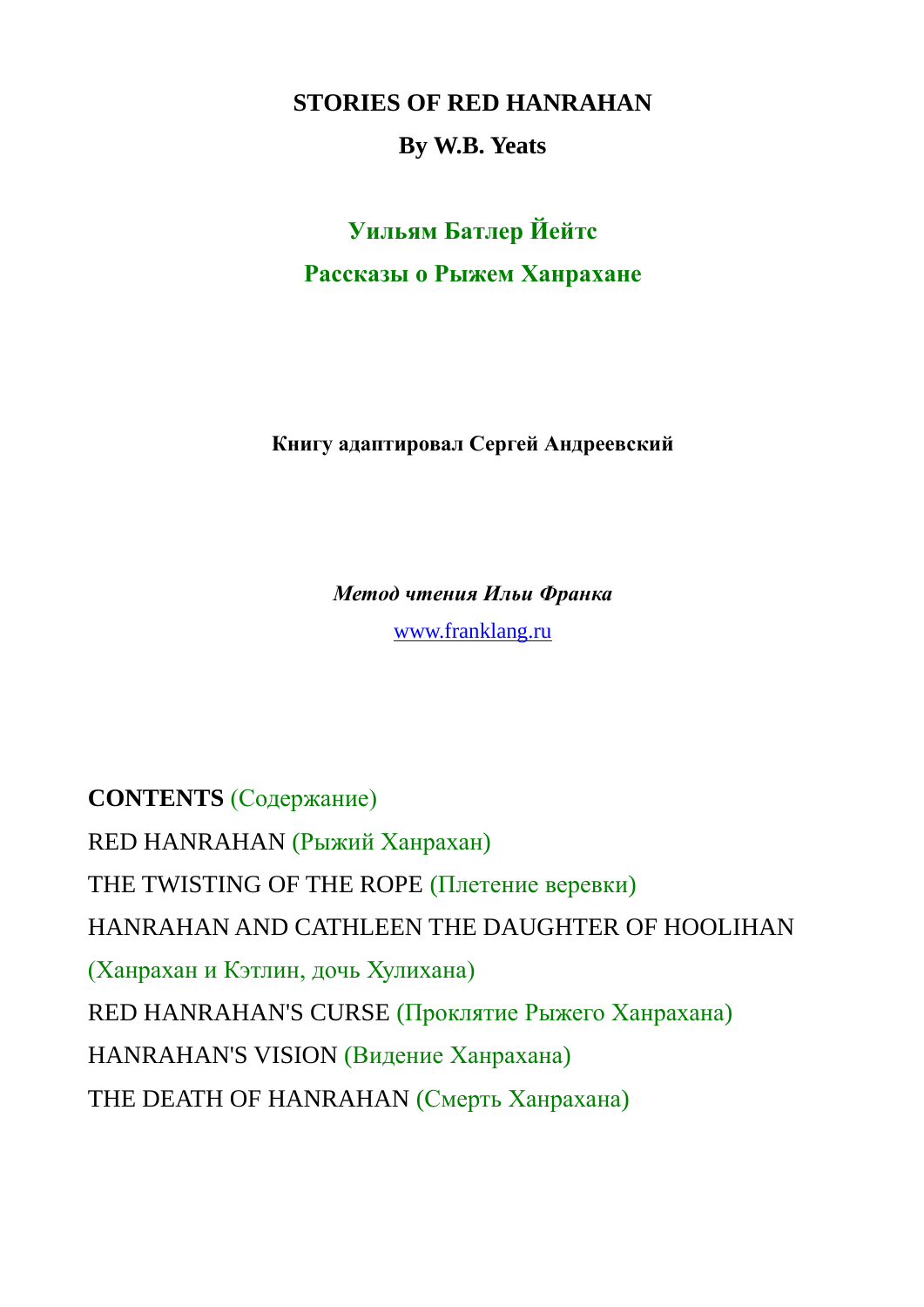# STORIES OF RED HANRAHAN

**By W.B. Yeats**

**Уильям Батлер Йейтс**

**Рассказы о Рыжем Ханрахане**

**Книгу адаптировал Сергей Андреевский**

***Метод чтения Ильи Франка***

www.franklang.ru

**CONTENTS** (Содержание)

RED HANRAHAN (Рыжий Ханрахан)

THE TWISTING OF THE ROPE (Плетение веревки)

HANRAHAN AND CATHLEEN THE DAUGHTER OF HOOLIHAN (Ханрахан и Кэтлин, дочь Хулихана)

RED HANRAHAN'S CURSE (Проклятие Рыжего Ханрахана)

HANRAHAN'S VISION (Видение Ханрахана)

THE DEATH OF HANRAHAN (Смерть Ханрахана)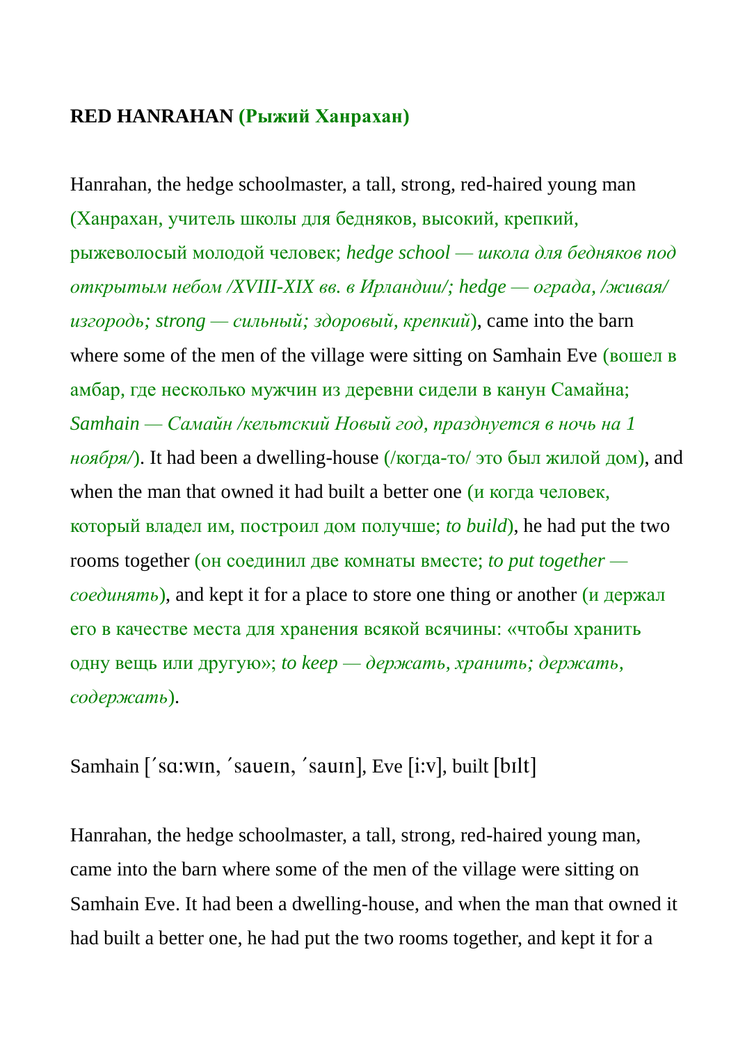**RED HANRAHAN (Рыжий Ханрахан)**

Hanrahan, the hedge schoolmaster, a tall, strong, red-haired young man (Ханрахан, учитель школы для бедняков, высокий, крепкий, рыжеволосый молодой человек; *hedge school — школа для бедняков под открытым небом /XVIII-XIX вв. в Ирландии/; hedge — ограда, /живая/ изгородь; strong — сильный; здоровый, крепкий*), came into the barn where some of the men of the village were sitting on Samhain Eve (вошел в амбар, где несколько мужчин из деревни сидели в канун Самайна; *Samhain — Самайн /кельтский Новый год, празднуется в ночь на 1 ноября/*). It had been a dwelling-house (/когда-то/ это был жилой дом), and when the man that owned it had built a better one (и когда человек, который владел им, построил дом получше; *to build*), he had put the two rooms together (он соединил две комнаты вместе; *to put together — соединять*), and kept it for a place to store one thing or another (и держал его в качестве места для хранения всякой всячины: «чтобы хранить одну вещь или другую»; *to keep — держать, хранить; держать, содержать*).

Samhain [ˊsɑ:wɪn, ˊsaueɪn, ˊsauɪn], Eve [i:v], built [bɪlt]

Hanrahan, the hedge schoolmaster, a tall, strong, red-haired young man, came into the barn where some of the men of the village were sitting on Samhain Eve. It had been a dwelling-house, and when the man that owned it had built a better one, he had put the two rooms together, and kept it for a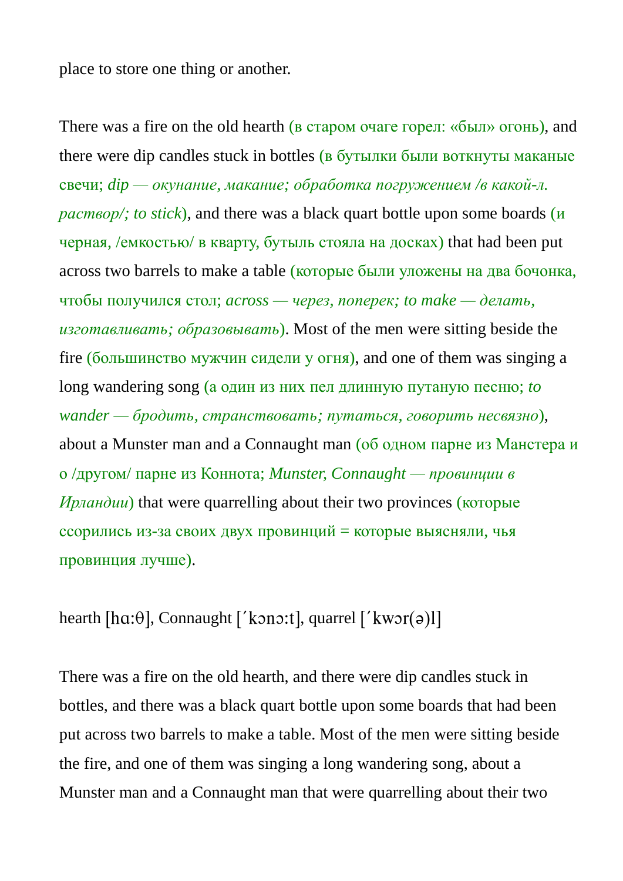place to store one thing or another.

There was a fire on the old hearth (в старом очаге горел: «был» огонь), and there were dip candles stuck in bottles (в бутылки были воткнуты маканые свечи; *dip — окунание, макание; обработка погружением /в какой-л. раствор/; to stick*), and there was a black quart bottle upon some boards (и черная, /емкостью/ в кварту, бутыль стояла на досках) that had been put across two barrels to make a table (которые были уложены на два бочонка, чтобы получился стол; *across — через, поперек; to make — делать, изготавливать; образовывать*). Most of the men were sitting beside the fire (большинство мужчин сидели у огня), and one of them was singing a long wandering song (а один из них пел длинную путаную песню; *to wander — бродить, странствовать; путаться, говорить несвязно*), about a Munster man and a Connaught man (об одном парне из Манстера и о /другом/ парне из Коннота; *Munster, Connaught — провинции в Ирландии*) that were quarrelling about their two provinces (которые ссорились из-за своих двух провинций = которые выясняли, чья провинция лучше).

hearth [hɑ:θ], Connaught [ˈkɔnɔ:t], quarrel [ˈkwɔr(ə)l]

There was a fire on the old hearth, and there were dip candles stuck in bottles, and there was a black quart bottle upon some boards that had been put across two barrels to make a table. Most of the men were sitting beside the fire, and one of them was singing a long wandering song, about a Munster man and a Connaught man that were quarrelling about their two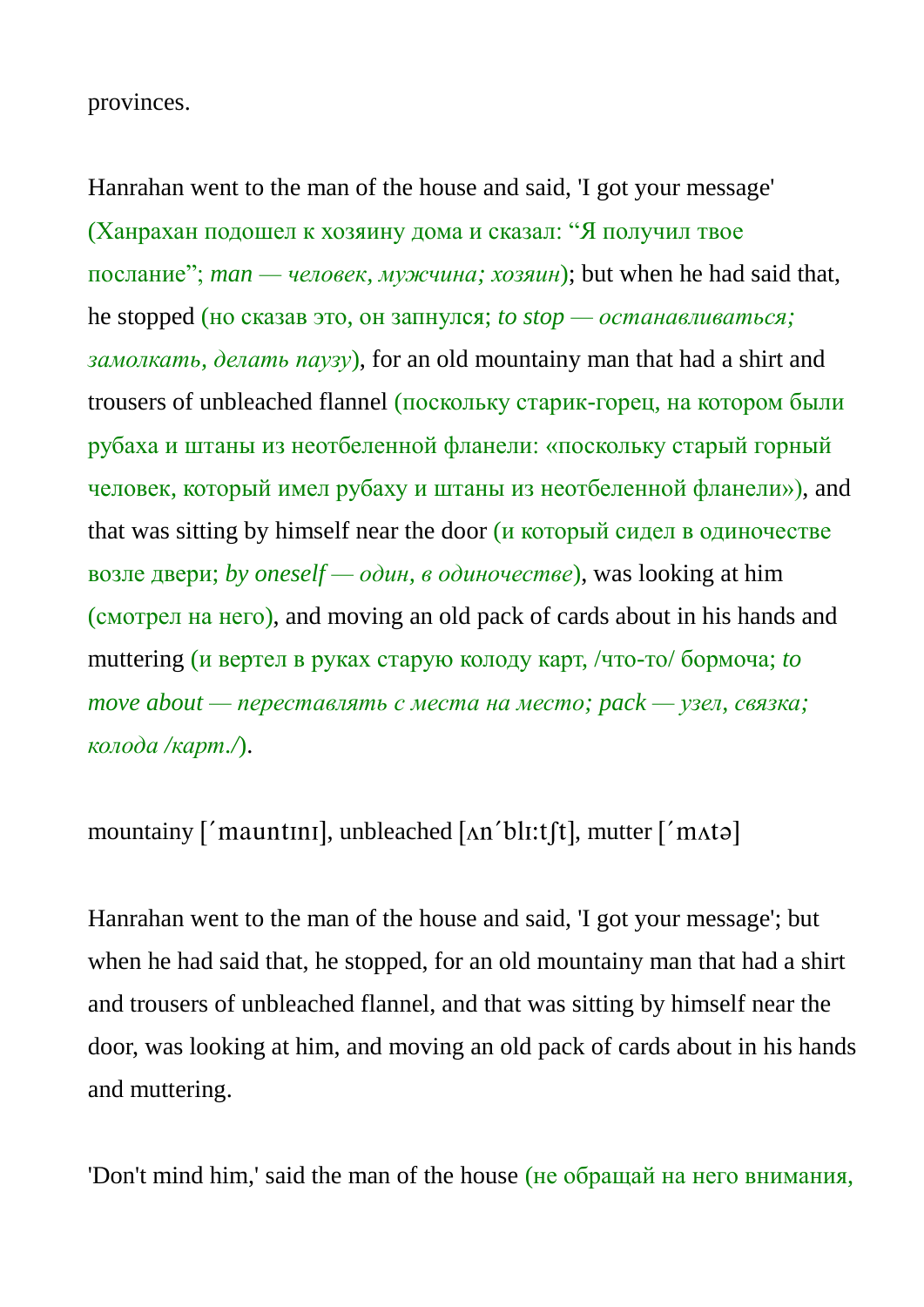provinces.

Hanrahan went to the man of the house and said, 'I got your message' (Ханрахан подошел к хозяину дома и сказал: “Я получил твое послание”; *man — человек, мужчина; хозяин*); but when he had said that, he stopped (но сказав это, он запнулся; *to stop — останавливаться; замолкать, делать паузу*), for an old mountainy man that had a shirt and trousers of unbleached flannel (поскольку старик-горец, на котором были рубаха и штаны из неотбеленной фланели: «поскольку старый горный человек, который имел рубаху и штаны из неотбеленной фланели»), and that was sitting by himself near the door (и который сидел в одиночестве возле двери; *by oneself — один, в одиночестве*), was looking at him (смотрел на него), and moving an old pack of cards about in his hands and muttering (и вертел в руках старую колоду карт, /что-то/ бормоча; *to move about — переставлять с места на место; pack — узел, связка; колода /карт./*).

mountainy [ˊmauntɪnɪ], unbleached [ʌnˊblɪːtʃt], mutter [ˊmʌtə]

Hanrahan went to the man of the house and said, 'I got your message'; but when he had said that, he stopped, for an old mountainy man that had a shirt and trousers of unbleached flannel, and that was sitting by himself near the door, was looking at him, and moving an old pack of cards about in his hands and muttering.

'Don't mind him,' said the man of the house (не обращай на него внимания,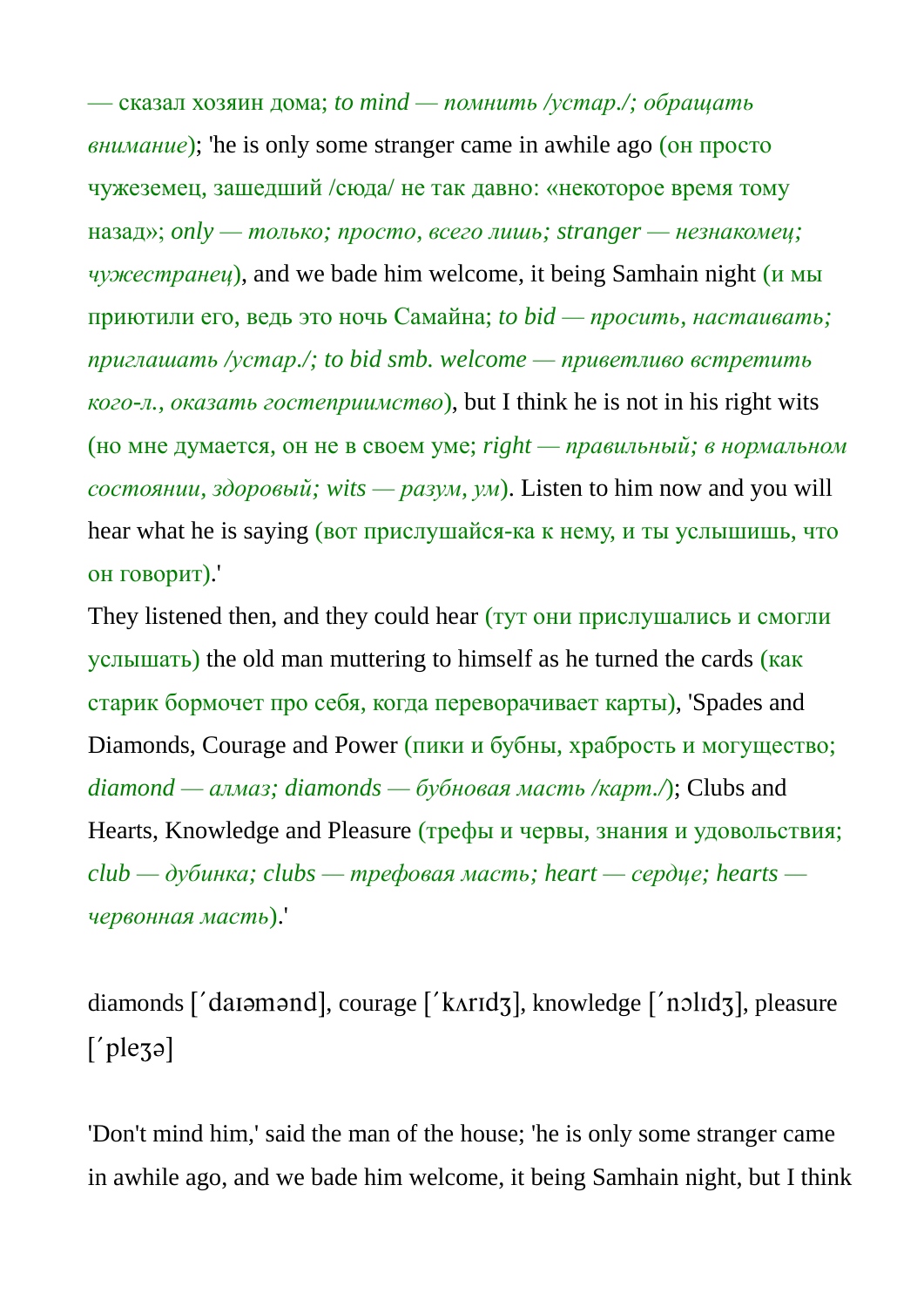— сказал хозяин дома; *to mind — помнить /устар./; обращать внимание*); 'he is only some stranger came in awhile ago (он просто чужеземец, зашедший /сюда/ не так давно: «некоторое время тому назад»; *only — только; просто, всего лишь; stranger — незнакомец; чужестранец*), and we bade him welcome, it being Samhain night (и мы приютили его, ведь это ночь Самайна; *to bid — просить, настаивать; приглашать /устар./; to bid smb. welcome — приветливо встретить кого-л., оказать гостеприимство*), but I think he is not in his right wits (но мне думается, он не в своем уме; *right — правильный; в нормальном состоянии, здоровый; wits — разум, ум*). Listen to him now and you will hear what he is saying (вот прислушайся-ка к нему, и ты услышишь, что он говорит).'

They listened then, and they could hear (тут они прислушались и смогли услышать) the old man muttering to himself as he turned the cards (как старик бормочет про себя, когда переворачивает карты), 'Spades and Diamonds, Courage and Power (пики и бубны, храбрость и могущество; *diamond — алмаз; diamonds — бубновая масть /карт./*); Clubs and Hearts, Knowledge and Pleasure (трефы и червы, знания и удовольствия; *club — дубинка; clubs — трефовая масть; heart — сердце; hearts — червонная масть*).'

diamonds [ˊdaɪəmənd], courage [ˊkʌrɪdʒ], knowledge [ˊnɔlɪdʒ], pleasure [ˊpleʒə]

'Don't mind him,' said the man of the house; 'he is only some stranger came in awhile ago, and we bade him welcome, it being Samhain night, but I think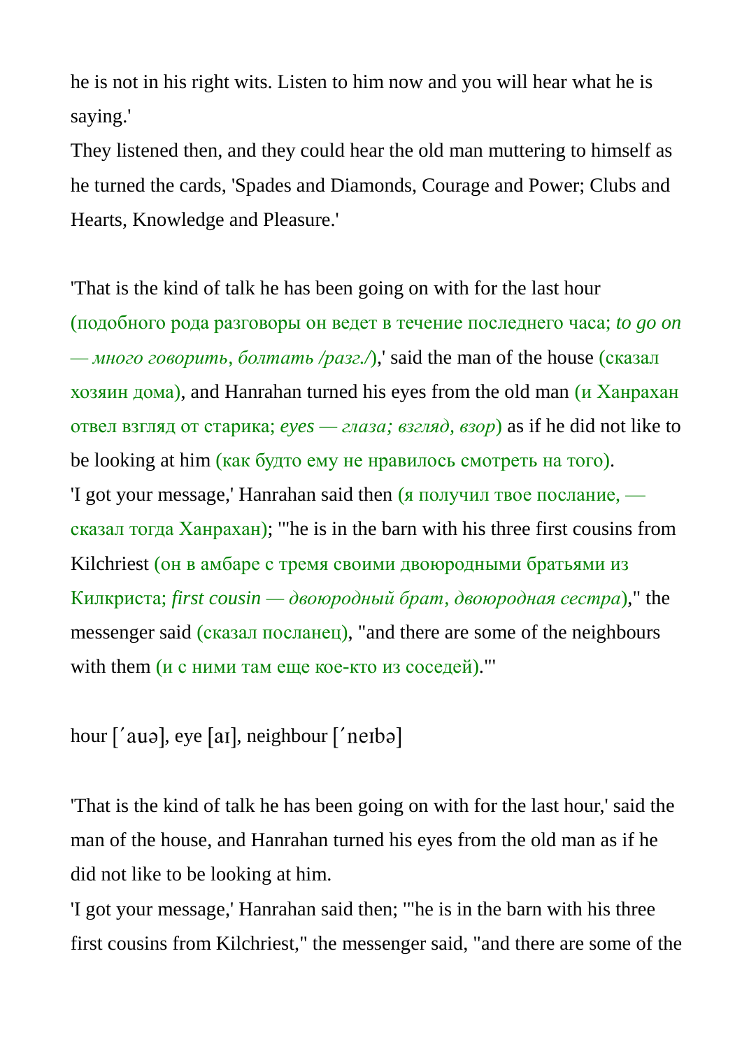he is not in his right wits. Listen to him now and you will hear what he is saying.'
They listened then, and they could hear the old man muttering to himself as he turned the cards, 'Spades and Diamonds, Courage and Power; Clubs and Hearts, Knowledge and Pleasure.'

'That is the kind of talk he has been going on with for the last hour (подобного рода разговоры он ведет в течение последнего часа; *to go on — много говорить, болтать /разг./*),' said the man of the house (сказал хозяин дома), and Hanrahan turned his eyes from the old man (и Ханрахан отвел взгляд от старика; *eyes — глаза; взгляд, взор*) as if he did not like to be looking at him (как будто ему не нравилось смотреть на того).
'I got your message,' Hanrahan said then (я получил твое послание, — сказал тогда Ханрахан); '"he is in the barn with his three first cousins from Kilchriest (он в амбаре с тремя своими двоюродными братьями из Килкриста; *first cousin — двоюродный брат, двоюродная сестра*)," the messenger said (сказал посланец), "and there are some of the neighbours with them (и с ними там еще кое-кто из соседей)."'

hour [΄auə], eye [aɪ], neighbour [΄neɪbə]

'That is the kind of talk he has been going on with for the last hour,' said the man of the house, and Hanrahan turned his eyes from the old man as if he did not like to be looking at him.
'I got your message,' Hanrahan said then; '"he is in the barn with his three first cousins from Kilchriest," the messenger said, "and there are some of the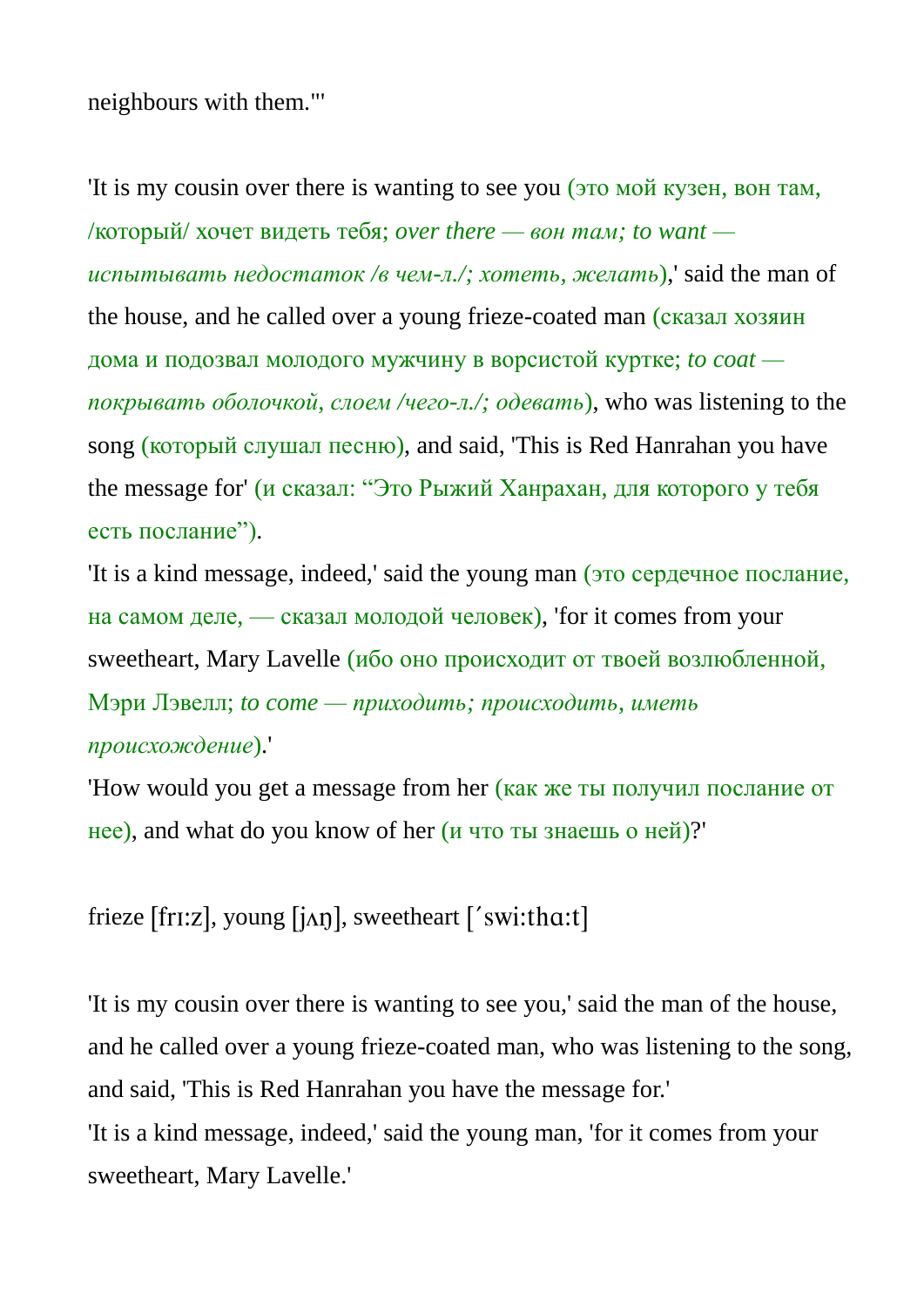neighbours with them."'

'It is my cousin over there is wanting to see you (это мой кузен, вон там, /который/ хочет видеть тебя; *over there — вон там; to want — испытывать недостаток /в чем-л./; хотеть, желать*),' said the man of the house, and he called over a young frieze-coated man (сказал хозяин дома и подозвал молодого мужчину в ворсистой куртке; *to coat — покрывать оболочкой, слоем /чего-л./; одевать*), who was listening to the song (который слушал песню), and said, 'This is Red Hanrahan you have the message for' (и сказал: "Это Рыжий Ханрахан, для которого у тебя есть послание").

'It is a kind message, indeed,' said the young man (это сердечное послание, на самом деле, — сказал молодой человек), 'for it comes from your sweetheart, Mary Lavelle (ибо оно происходит от твоей возлюбленной, Мэри Лэвелл; *to come — приходить; происходить, иметь происхождение*).'

'How would you get a message from her (как же ты получил послание от нее), and what do you know of her (и что ты знаешь о ней)?'

frieze [frɪːz], young [jʌŋ], sweetheart [΄swiːthɑːt]

'It is my cousin over there is wanting to see you,' said the man of the house, and he called over a young frieze-coated man, who was listening to the song, and said, 'This is Red Hanrahan you have the message for.'

'It is a kind message, indeed,' said the young man, 'for it comes from your sweetheart, Mary Lavelle.'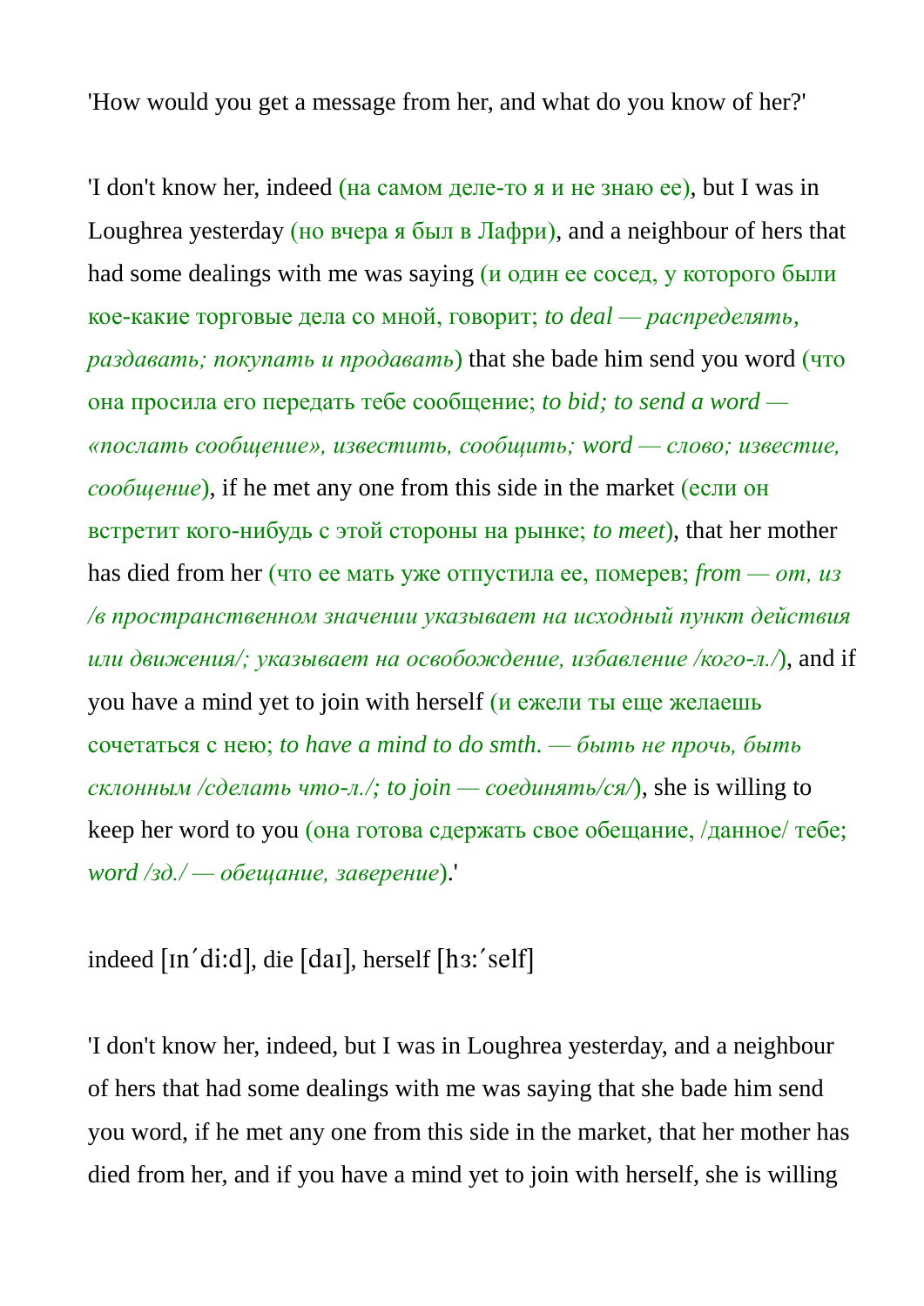'How would you get a message from her, and what do you know of her?'

'I don't know her, indeed (на самом деле-то я и не знаю ее), but I was in Loughrea yesterday (но вчера я был в Лафри), and a neighbour of hers that had some dealings with me was saying (и один ее сосед, у которого были кое-какие торговые дела со мной, говорит; *to deal — распределять, раздавать; покупать и продавать*) that she bade him send you word (что она просила его передать тебе сообщение; *to bid; to send a word — «послать сообщение», известить, сообщить; word — слово; известие, сообщение*), if he met any one from this side in the market (если он встретит кого-нибудь с этой стороны на рынке; *to meet*), that her mother has died from her (что ее мать уже отпустила ее, померев; *from — от, из /в пространственном значении указывает на исходный пункт действия или движения/; указывает на освобождение, избавление /кого-л./*), and if you have a mind yet to join with herself (и ежели ты еще желаешь сочетаться с нею; *to have a mind to do smth. — быть не прочь, быть склонным /сделать что-л./; to join — соединять/ся/*), she is willing to keep her word to you (она готова сдержать свое обещание, /данное/ тебе; *word /зд./ — обещание, заверение*).'

indeed [ɪn´di:d], die [daɪ], herself [hɜ:´self]

'I don't know her, indeed, but I was in Loughrea yesterday, and a neighbour of hers that had some dealings with me was saying that she bade him send you word, if he met any one from this side in the market, that her mother has died from her, and if you have a mind yet to join with herself, she is willing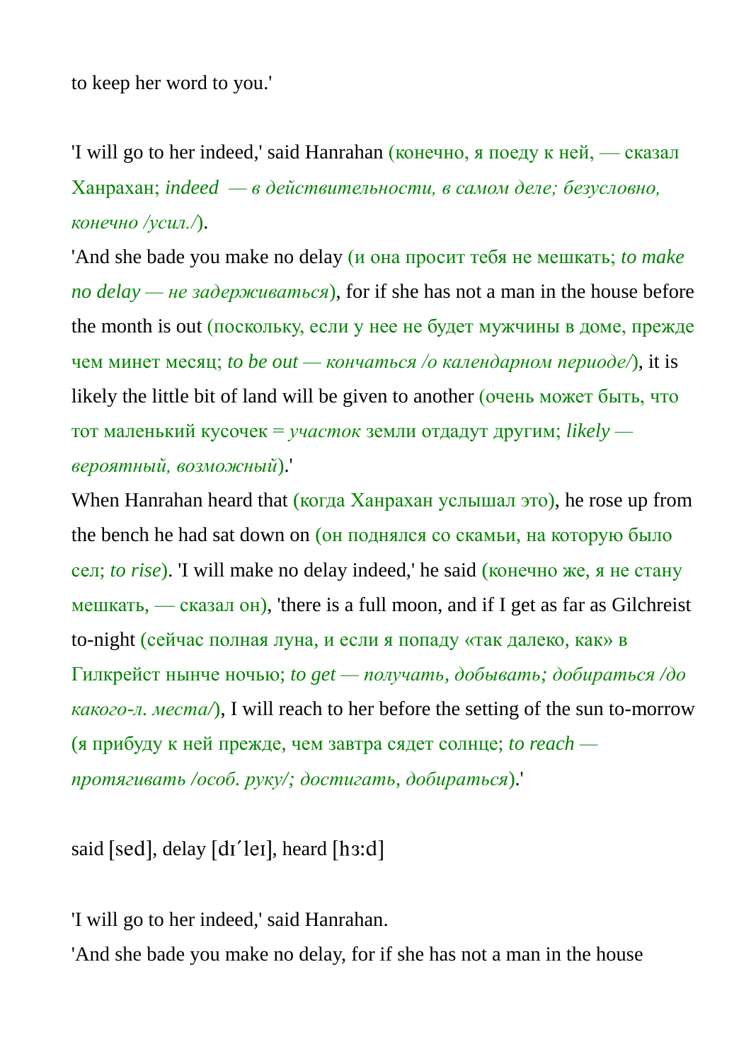to keep her word to you.'

'I will go to her indeed,' said Hanrahan (конечно, я поеду к ней, — сказал Ханрахан; *indeed — в действительности, в самом деле; безусловно, конечно /усил./*).

'And she bade you make no delay (и она просит тебя не мешкать; *to make no delay — не задерживаться*), for if she has not a man in the house before the month is out (поскольку, если у нее не будет мужчины в доме, прежде чем минет месяц; *to be out — кончаться /о календарном периоде/*), it is likely the little bit of land will be given to another (очень может быть, что тот маленький кусочек = *участок* земли отдадут другим; *likely — вероятный, возможный*).'

When Hanrahan heard that (когда Ханрахан услышал это), he rose up from the bench he had sat down on (он поднялся со скамьи, на которую было сел; *to rise*). 'I will make no delay indeed,' he said (конечно же, я не стану мешкать, — сказал он), 'there is a full moon, and if I get as far as Gilchreist to-night (сейчас полная луна, и если я попаду «так далеко, как» в Гилкрейст нынче ночью; *to get — получать, добывать; добираться /до какого-л. места/*), I will reach to her before the setting of the sun to-morrow (я прибуду к ней прежде, чем завтра сядет солнце; *to reach — протягивать /особ. руку/; достигать, добираться*).'

said [sed], delay [dɪˊleɪ], heard [hɜ:d]

'I will go to her indeed,' said Hanrahan.

'And she bade you make no delay, for if she has not a man in the house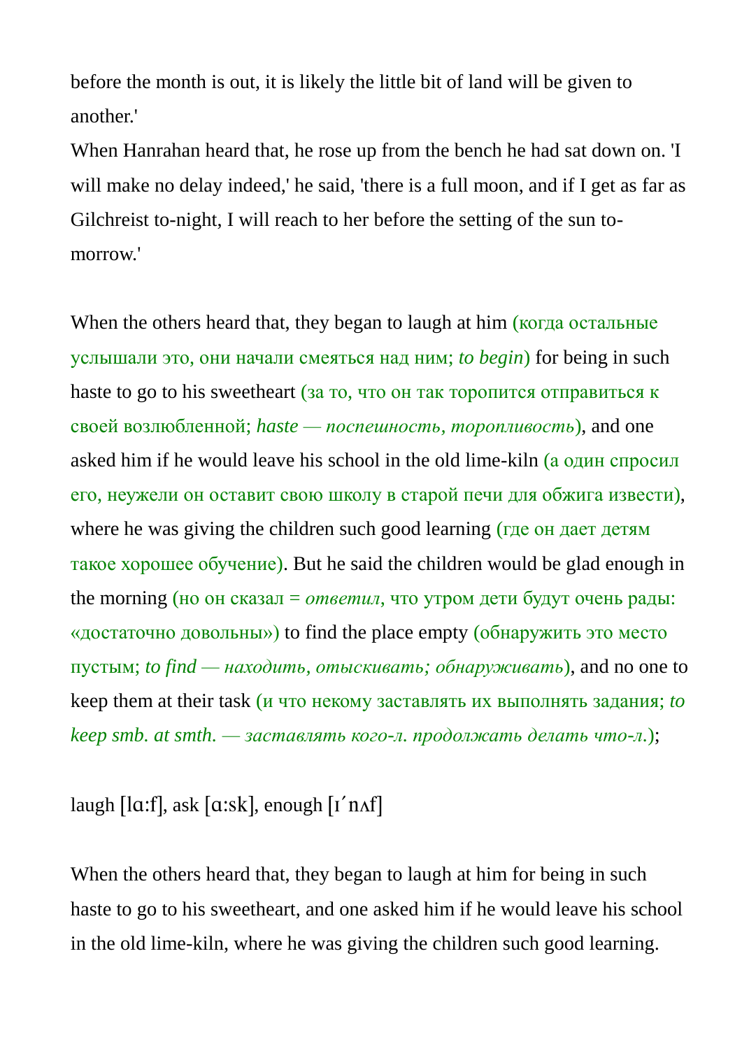before the month is out, it is likely the little bit of land will be given to another.'

When Hanrahan heard that, he rose up from the bench he had sat down on. 'I will make no delay indeed,' he said, 'there is a full moon, and if I get as far as Gilchreist to-night, I will reach to her before the setting of the sun to-morrow.'

When the others heard that, they began to laugh at him (когда остальные услышали это, они начали смеяться над ним; *to begin*) for being in such haste to go to his sweetheart (за то, что он так торопится отправиться к своей возлюбленной; *haste — поспешность, торопливость*), and one asked him if he would leave his school in the old lime-kiln (а один спросил его, неужели он оставит свою школу в старой печи для обжига извести), where he was giving the children such good learning (где он дает детям такое хорошее обучение). But he said the children would be glad enough in the morning (но он сказал = *ответил*, что утром дети будут очень рады: «достаточно довольны») to find the place empty (обнаружить это место пустым; *to find — находить, отыскивать; обнаруживать*), and no one to keep them at their task (и что некому заставлять их выполнять задания; *to keep smb. at smth. — заставлять кого-л. продолжать делать что-л.*);

laugh [lɑ:f], ask [ɑ:sk], enough [ɪˊnʌf]

When the others heard that, they began to laugh at him for being in such haste to go to his sweetheart, and one asked him if he would leave his school in the old lime-kiln, where he was giving the children such good learning.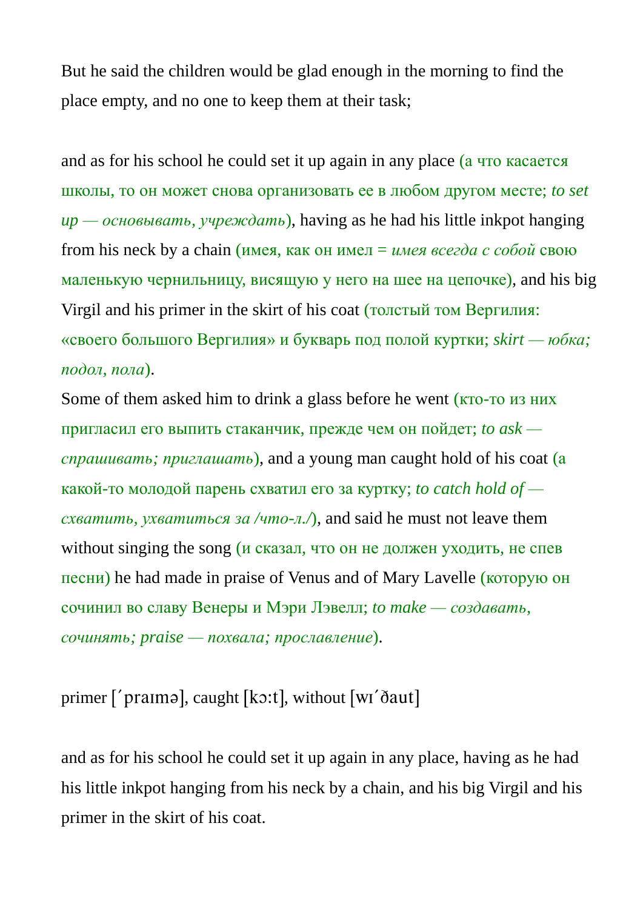But he said the children would be glad enough in the morning to find the place empty, and no one to keep them at their task;

and as for his school he could set it up again in any place (а что касается школы, то он может снова организовать ее в любом другом месте; *to set up — основывать, учреждать*), having as he had his little inkpot hanging from his neck by a chain (имея, как он имел = *имея всегда с собой* свою маленькую чернильницу, висящую у него на шее на цепочке), and his big Virgil and his primer in the skirt of his coat (толстый том Вергилия: «своего большого Вергилия» и букварь под полой куртки; *skirt — юбка; подол, пола*).
Some of them asked him to drink a glass before he went (кто-то из них пригласил его выпить стаканчик, прежде чем он пойдет; *to ask — спрашивать; приглашать*), and a young man caught hold of his coat (а какой-то молодой парень схватил его за куртку; *to catch hold of — схватить, ухватиться за /что-л./*), and said he must not leave them without singing the song (и сказал, что он не должен уходить, не спев песни) he had made in praise of Venus and of Mary Lavelle (которую он сочинил во славу Венеры и Мэри Лэвелл; *to make — создавать, сочинять; praise — похвала; прославление*).

primer [΄praımə], caught [kɔ:t], without [wı΄ðaut]

and as for his school he could set it up again in any place, having as he had his little inkpot hanging from his neck by a chain, and his big Virgil and his primer in the skirt of his coat.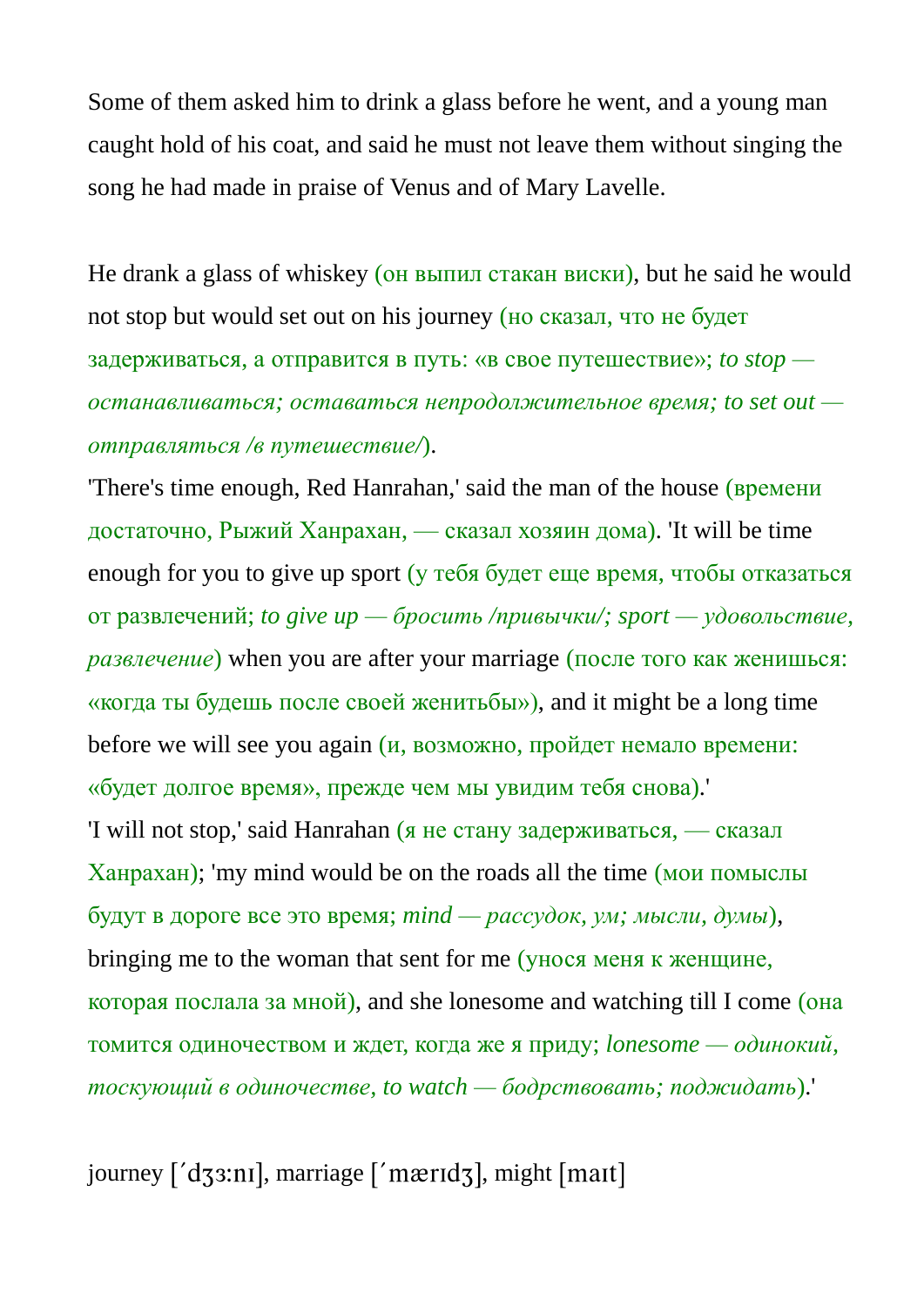Some of them asked him to drink a glass before he went, and a young man caught hold of his coat, and said he must not leave them without singing the song he had made in praise of Venus and of Mary Lavelle.

He drank a glass of whiskey (он выпил стакан виски), but he said he would not stop but would set out on his journey (но сказал, что не будет задерживаться, а отправится в путь: «в свое путешествие»; *to stop — останавливаться; оставаться непродолжительное время; to set out — отправляться /в путешествие/*).
'There's time enough, Red Hanrahan,' said the man of the house (времени достаточно, Рыжий Ханрахан, — сказал хозяин дома). 'It will be time enough for you to give up sport (у тебя будет еще время, чтобы отказаться от развлечений; *to give up — бросить /привычки/; sport — удовольствие, развлечение*) when you are after your marriage (после того как женишься: «когда ты будешь после своей женитьбы»), and it might be a long time before we will see you again (и, возможно, пройдет немало времени: «будет долгое время», прежде чем мы увидим тебя снова).'
'I will not stop,' said Hanrahan (я не стану задерживаться, — сказал Ханрахан); 'my mind would be on the roads all the time (мои помыслы будут в дороге все это время; *mind — рассудок, ум; мысли, думы*), bringing me to the woman that sent for me (унося меня к женщине, которая послала за мной), and she lonesome and watching till I come (она томится одиночеством и ждет, когда же я приду; *lonesome — одинокий, тоскующий в одиночестве, to watch — бодрствовать; поджидать*).'

journey [ˈdʒɜ:nɪ], marriage [ˈmærɪdʒ], might [maɪt]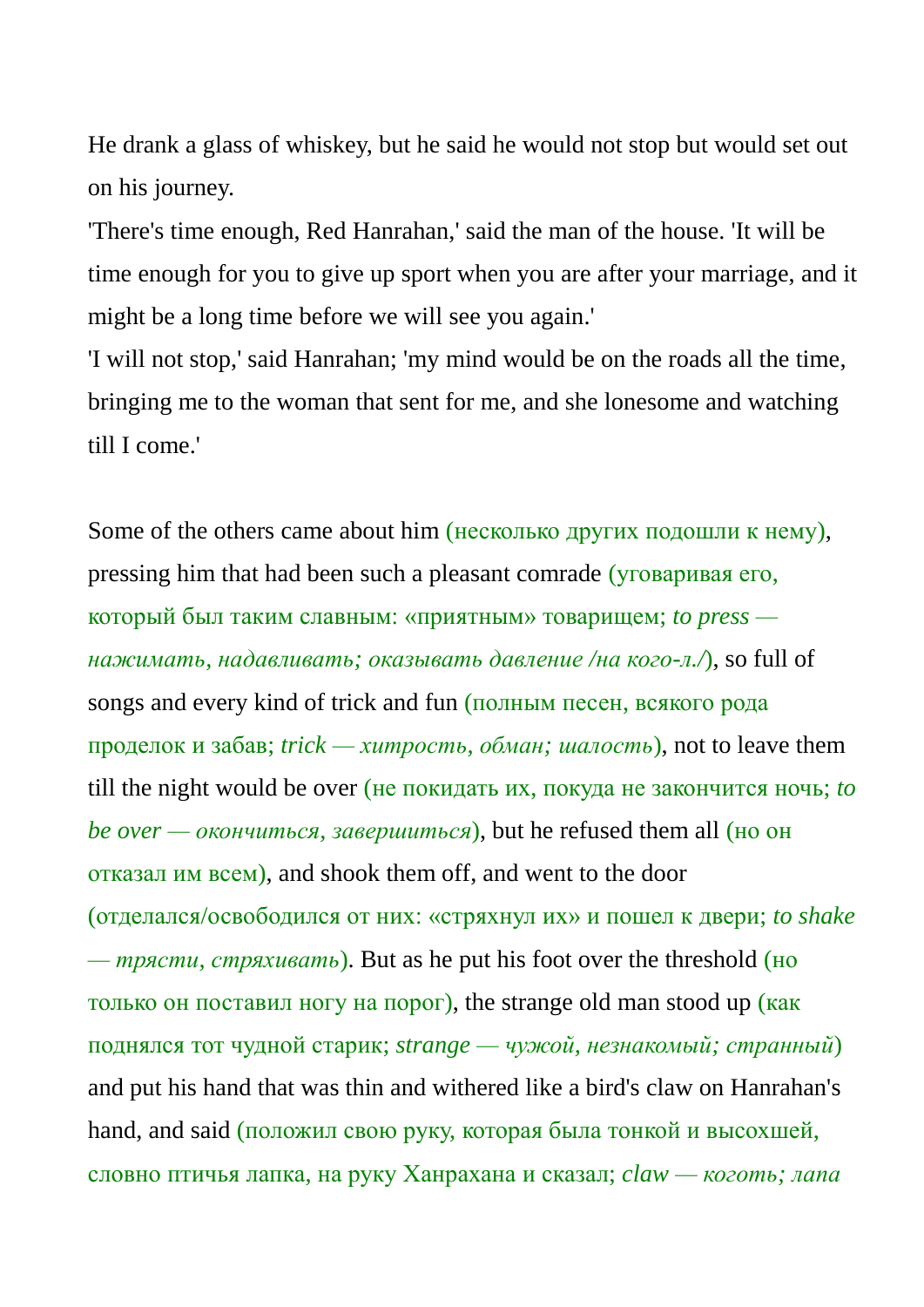He drank a glass of whiskey, but he said he would not stop but would set out on his journey.

'There's time enough, Red Hanrahan,' said the man of the house. 'It will be time enough for you to give up sport when you are after your marriage, and it might be a long time before we will see you again.'

'I will not stop,' said Hanrahan; 'my mind would be on the roads all the time, bringing me to the woman that sent for me, and she lonesome and watching till I come.'

Some of the others came about him (несколько других подошли к нему), pressing him that had been such a pleasant comrade (уговаривая его, который был таким славным: «приятным» товарищем; *to press — нажимать, надавливать; оказывать давление /на кого-л./*), so full of songs and every kind of trick and fun (полным песен, всякого рода проделок и забав; *trick — хитрость, обман; шалость*), not to leave them till the night would be over (не покидать их, покуда не закончится ночь; *to be over — окончиться, завершиться*), but he refused them all (но он отказал им всем), and shook them off, and went to the door (отделался/освободился от них: «стряхнул их» и пошел к двери; *to shake — трясти, стряхивать*). But as he put his foot over the threshold (но только он поставил ногу на порог), the strange old man stood up (как поднялся тот чудной старик; *strange — чужой, незнакомый; странный*) and put his hand that was thin and withered like a bird's claw on Hanrahan's hand, and said (положил свою руку, которая была тонкой и высохшей, словно птичья лапка, на руку Ханрахана и сказал; *claw — коготь; лапа*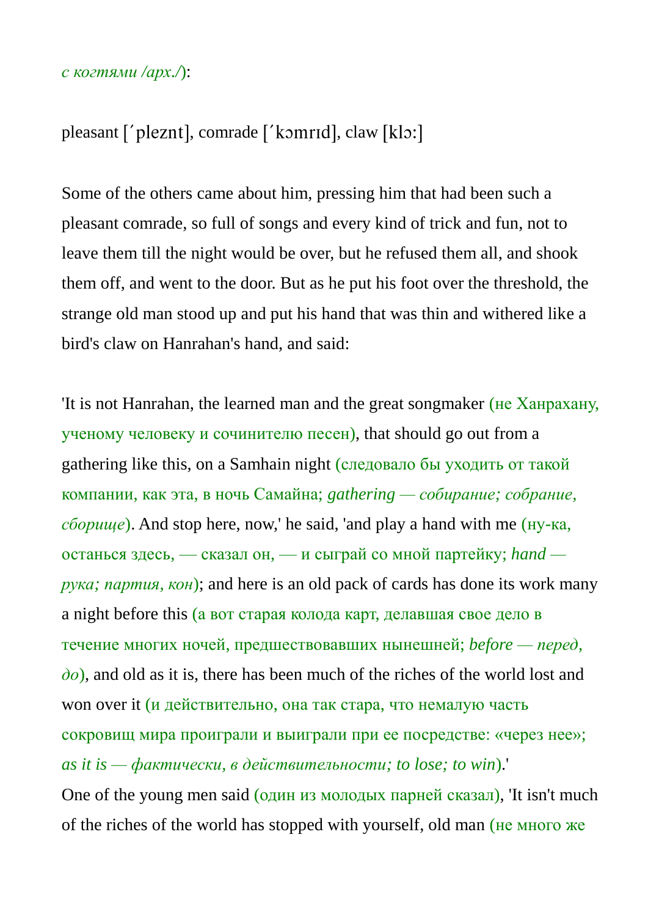*с когтями /арх./*):

pleasant [ˊpleznt], comrade [ˊkɔmrɪd], claw [klɔ:]

Some of the others came about him, pressing him that had been such a pleasant comrade, so full of songs and every kind of trick and fun, not to leave them till the night would be over, but he refused them all, and shook them off, and went to the door. But as he put his foot over the threshold, the strange old man stood up and put his hand that was thin and withered like a bird's claw on Hanrahan's hand, and said:

'It is not Hanrahan, the learned man and the great songmaker (не Ханрахану, ученому человеку и сочинителю песен), that should go out from a gathering like this, on a Samhain night (следовало бы уходить от такой компании, как эта, в ночь Самайна; *gathering — собирание; собрание, сборище*). And stop here, now,' he said, 'and play a hand with me (ну-ка, останься здесь, — сказал он, — и сыграй со мной партейку; *hand — рука; партия, кон*); and here is an old pack of cards has done its work many a night before this (а вот старая колода карт, делавшая свое дело в течение многих ночей, предшествовавших нынешней; *before — перед, до*), and old as it is, there has been much of the riches of the world lost and won over it (и действительно, она так стара, что немалую часть сокровищ мира проиграли и выиграли при ее посредстве: «через нее»; *as it is — фактически, в действительности; to lose; to win*).'

One of the young men said (один из молодых парней сказал), 'It isn't much of the riches of the world has stopped with yourself, old man (не много же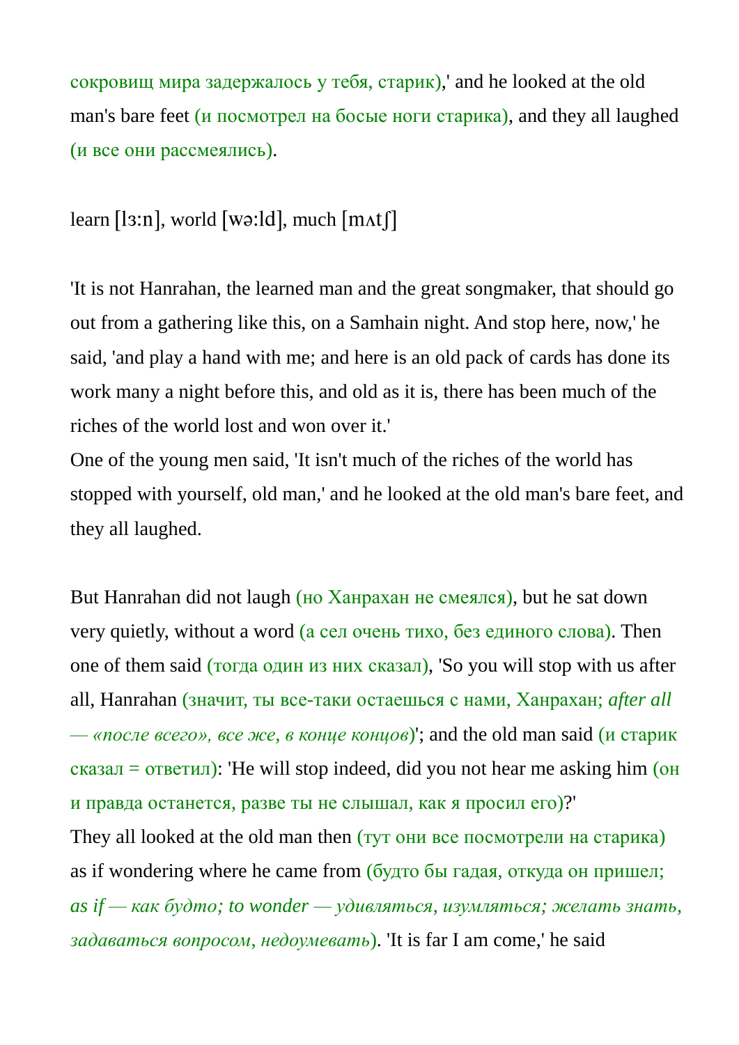сокровищ мира задержалось у тебя, старик),' and he looked at the old man's bare feet (и посмотрел на босые ноги старика), and they all laughed (и все они рассмеялись).

learn [lɜ:n], world [wə:ld], much [mʌtʃ]

'It is not Hanrahan, the learned man and the great songmaker, that should go out from a gathering like this, on a Samhain night. And stop here, now,' he said, 'and play a hand with me; and here is an old pack of cards has done its work many a night before this, and old as it is, there has been much of the riches of the world lost and won over it.'
One of the young men said, 'It isn't much of the riches of the world has stopped with yourself, old man,' and he looked at the old man's bare feet, and they all laughed.

But Hanrahan did not laugh (но Ханрахан не смеялся), but he sat down very quietly, without a word (а сел очень тихо, без единого слова). Then one of them said (тогда один из них сказал), 'So you will stop with us after all, Hanrahan (значит, ты все-таки остаешься с нами, Ханрахан; *after all — «после всего», все же, в конце концов*)'; and the old man said (и старик сказал = ответил): 'He will stop indeed, did you not hear me asking him (он и правда останется, разве ты не слышал, как я просил его)?'
They all looked at the old man then (тут они все посмотрели на старика) as if wondering where he came from (будто бы гадая, откуда он пришел; *as if — как будто; to wonder — удивляться, изумляться; желать знать, задаваться вопросом, недоумевать*). 'It is far I am come,' he said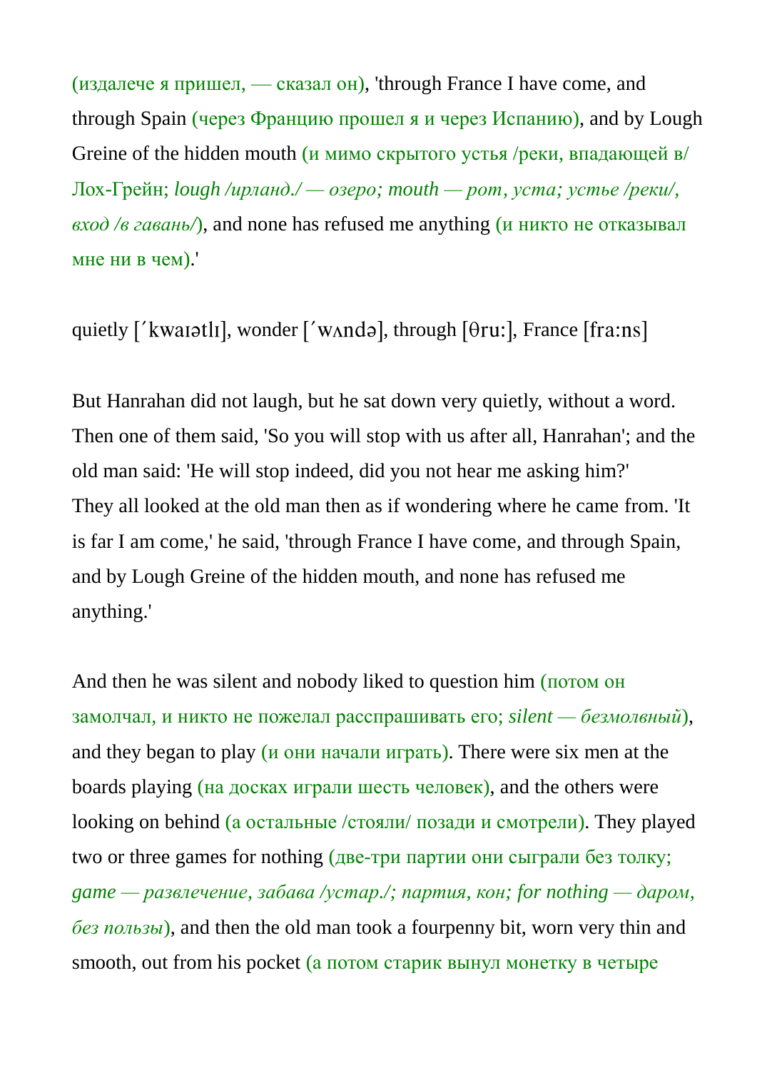(издалече я пришел, — сказал он), 'through France I have come, and through Spain (через Францию прошел я и через Испанию), and by Lough Greine of the hidden mouth (и мимо скрытого устья /реки, впадающей в/ Лох-Грейн; *lough /ирланд./ — озеро; mouth — рот, уста; устье /реки/, вход /в гавань/*), and none has refused me anything (и никто не отказывал мне ни в чем).'

quietly [ˊkwaɪətlɪ], wonder [ˊwʌndə], through [θru:], France [fra:ns]

But Hanrahan did not laugh, but he sat down very quietly, without a word. Then one of them said, 'So you will stop with us after all, Hanrahan'; and the old man said: 'He will stop indeed, did you not hear me asking him?'
They all looked at the old man then as if wondering where he came from. 'It is far I am come,' he said, 'through France I have come, and through Spain, and by Lough Greine of the hidden mouth, and none has refused me anything.'

And then he was silent and nobody liked to question him (потом он замолчал, и никто не пожелал расспрашивать его; *silent — безмолвный*), and they began to play (и они начали играть). There were six men at the boards playing (на досках играли шесть человек), and the others were looking on behind (а остальные /стояли/ позади и смотрели). They played two or three games for nothing (две-три партии они сыграли без толку; *game — развлечение, забава /устар./; партия, кон; for nothing — даром, без пользы*), and then the old man took a fourpenny bit, worn very thin and smooth, out from his pocket (а потом старик вынул монетку в четыре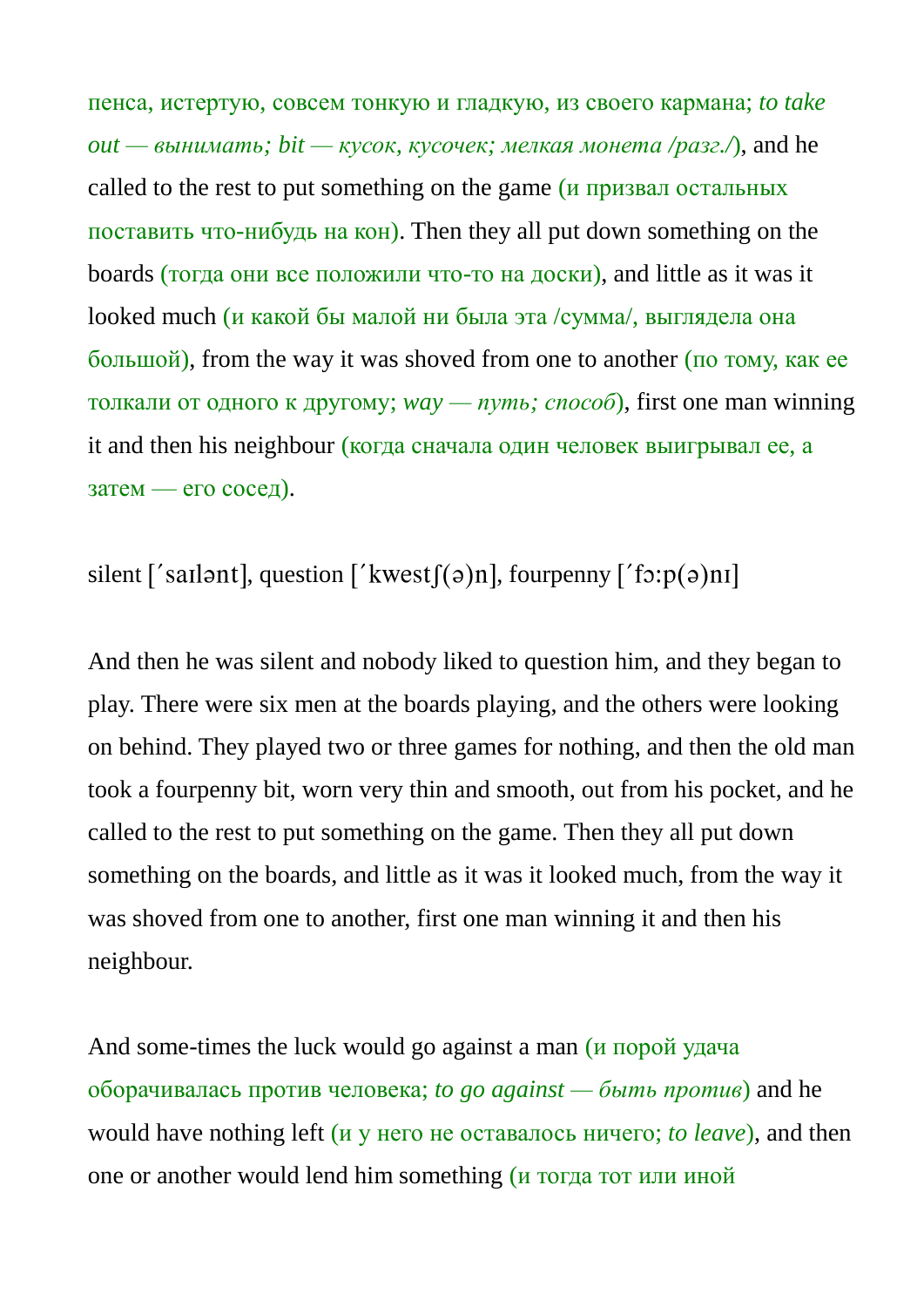пенса, истертую, совсем тонкую и гладкую, из своего кармана; *to take out — вынимать; bit — кусок, кусочек; мелкая монета /разг./*), and he called to the rest to put something on the game (и призвал остальных поставить что-нибудь на кон). Then they all put down something on the boards (тогда они все положили что-то на доски), and little as it was it looked much (и какой бы малой ни была эта /сумма/, выглядела она большой), from the way it was shoved from one to another (по тому, как ее толкали от одного к другому; *way — путь; способ*), first one man winning it and then his neighbour (когда сначала один человек выигрывал ее, а затем — его сосед).

silent [ˊsaɪlənt], question [ˊkwestʃ(ə)n], fourpenny [ˊfɔ:p(ə)nɪ]

And then he was silent and nobody liked to question him, and they began to play. There were six men at the boards playing, and the others were looking on behind. They played two or three games for nothing, and then the old man took a fourpenny bit, worn very thin and smooth, out from his pocket, and he called to the rest to put something on the game. Then they all put down something on the boards, and little as it was it looked much, from the way it was shoved from one to another, first one man winning it and then his neighbour.

And some-times the luck would go against a man (и порой удача оборачивалась против человека; *to go against — быть против*) and he would have nothing left (и у него не оставалось ничего; *to leave*), and then one or another would lend him something (и тогда тот или иной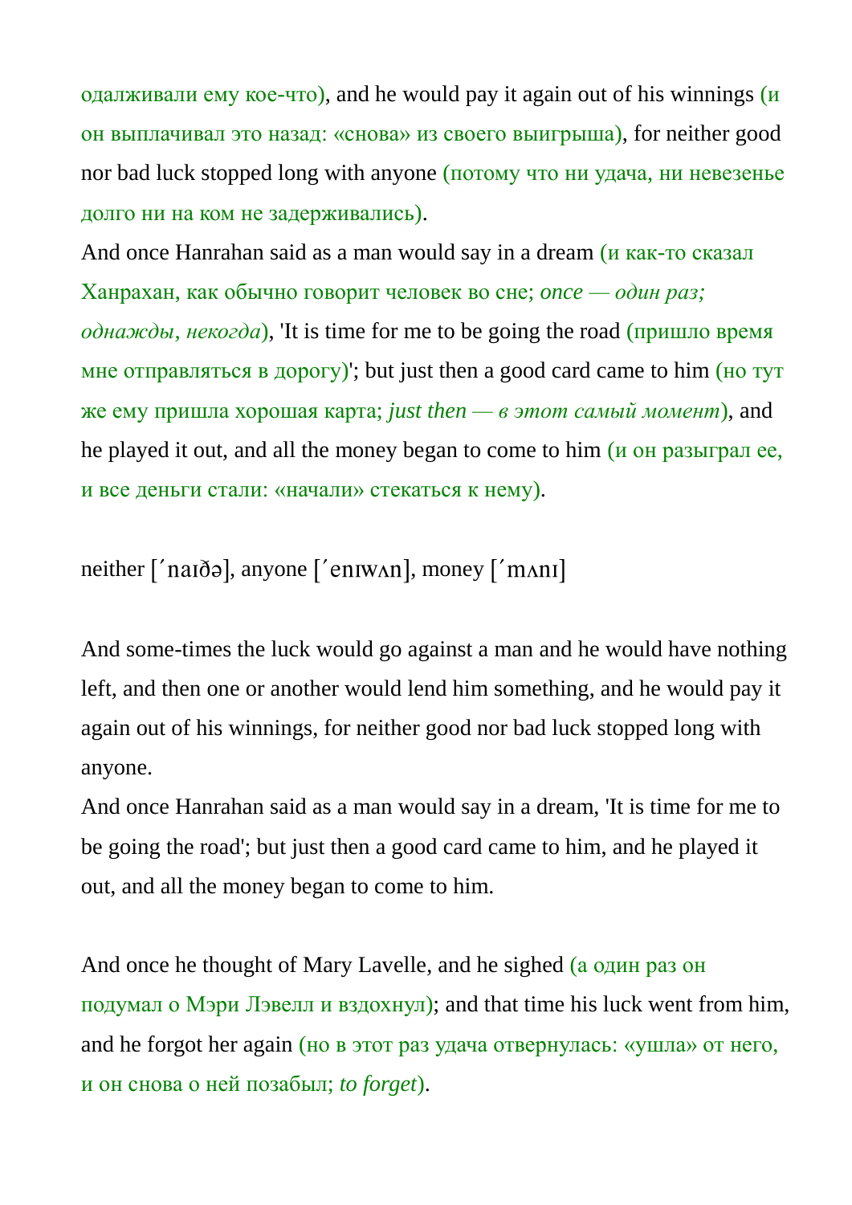одалживали ему кое-что), and he would pay it again out of his winnings (и он выплачивал это назад: «снова» из своего выигрыша), for neither good nor bad luck stopped long with anyone (потому что ни удача, ни невезенье долго ни на ком не задерживались).
And once Hanrahan said as a man would say in a dream (и как-то сказал Ханрахан, как обычно говорит человек во сне; *once — один раз; однажды, некогда*), 'It is time for me to be going the road (пришло время мне отправляться в дорогу)'; but just then a good card came to him (но тут же ему пришла хорошая карта; *just then — в этот самый момент*), and he played it out, and all the money began to come to him (и он разыграл ее, и все деньги стали: «начали» стекаться к нему).

neither [ˊnaɪðə], anyone [ˊenɪwʌn], money [ˊmʌnɪ]

And some-times the luck would go against a man and he would have nothing left, and then one or another would lend him something, and he would pay it again out of his winnings, for neither good nor bad luck stopped long with anyone.
And once Hanrahan said as a man would say in a dream, 'It is time for me to be going the road'; but just then a good card came to him, and he played it out, and all the money began to come to him.

And once he thought of Mary Lavelle, and he sighed (а один раз он подумал о Мэри Лэвелл и вздохнул); and that time his luck went from him, and he forgot her again (но в этот раз удача отвернулась: «ушла» от него, и он снова о ней позабыл; *to forget*).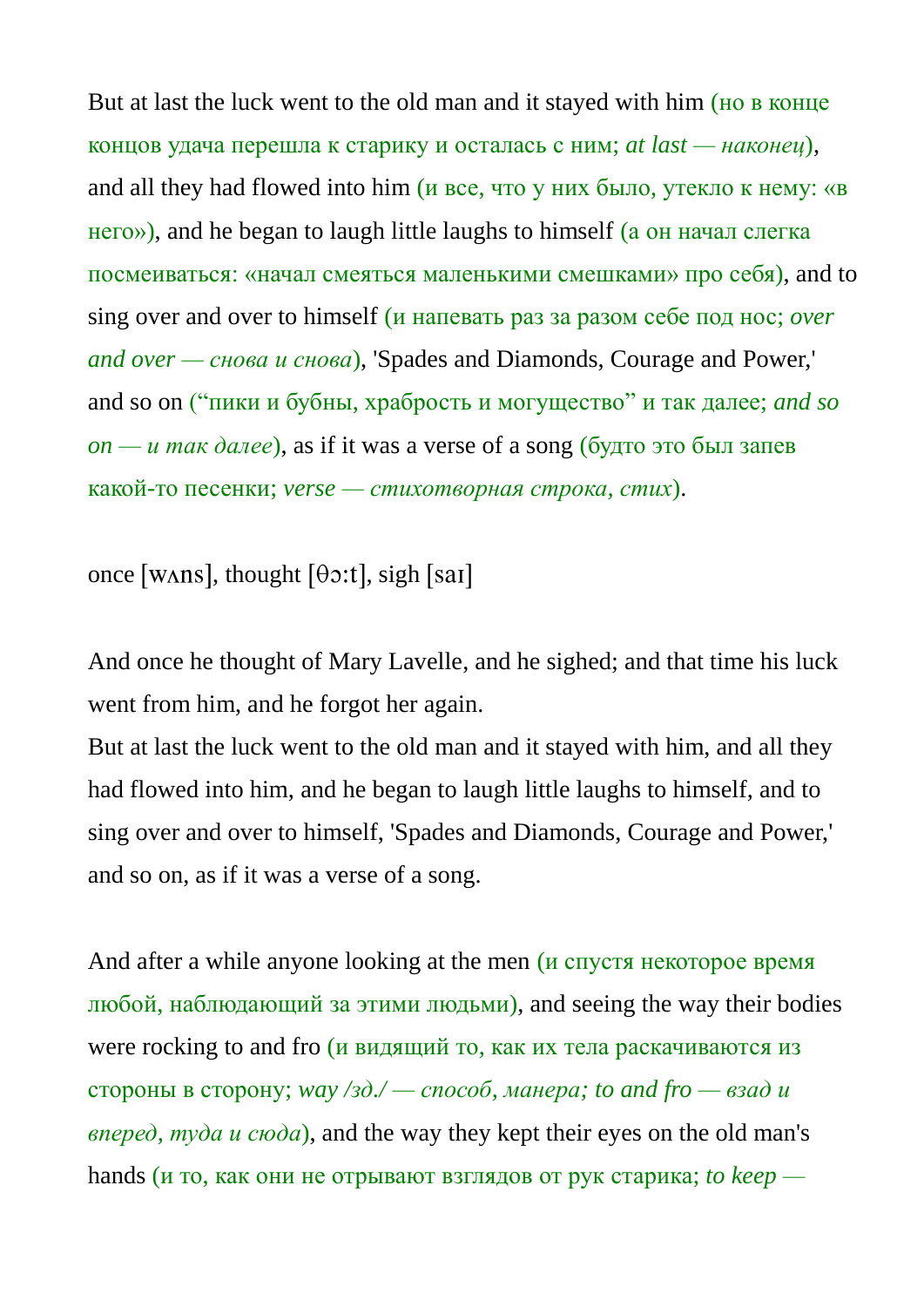But at last the luck went to the old man and it stayed with him (но в конце концов удача перешла к старику и осталась с ним; *at last — наконец*), and all they had flowed into him (и все, что у них было, утекло к нему: «в него»), and he began to laugh little laughs to himself (а он начал слегка посмеиваться: «начал смеяться маленькими смешками» про себя), and to sing over and over to himself (и напевать раз за разом себе под нос; *over and over — снова и снова*), 'Spades and Diamonds, Courage and Power,' and so on (“пики и бубны, храбрость и могущество” и так далее; *and so on — и так далее*), as if it was a verse of a song (будто это был запев какой-то песенки; *verse — стихотворная строка, стих*).

once [wʌns], thought [θɔ:t], sigh [saɪ]

And once he thought of Mary Lavelle, and he sighed; and that time his luck went from him, and he forgot her again.
But at last the luck went to the old man and it stayed with him, and all they had flowed into him, and he began to laugh little laughs to himself, and to sing over and over to himself, 'Spades and Diamonds, Courage and Power,' and so on, as if it was a verse of a song.

And after a while anyone looking at the men (и спустя некоторое время любой, наблюдающий за этими людьми), and seeing the way their bodies were rocking to and fro (и видящий то, как их тела раскачиваются из стороны в сторону; *way /зд./ — способ, манера; to and fro — взад и вперед, туда и сюда*), and the way they kept their eyes on the old man's hands (и то, как они не отрывают взглядов от рук старика; *to keep —*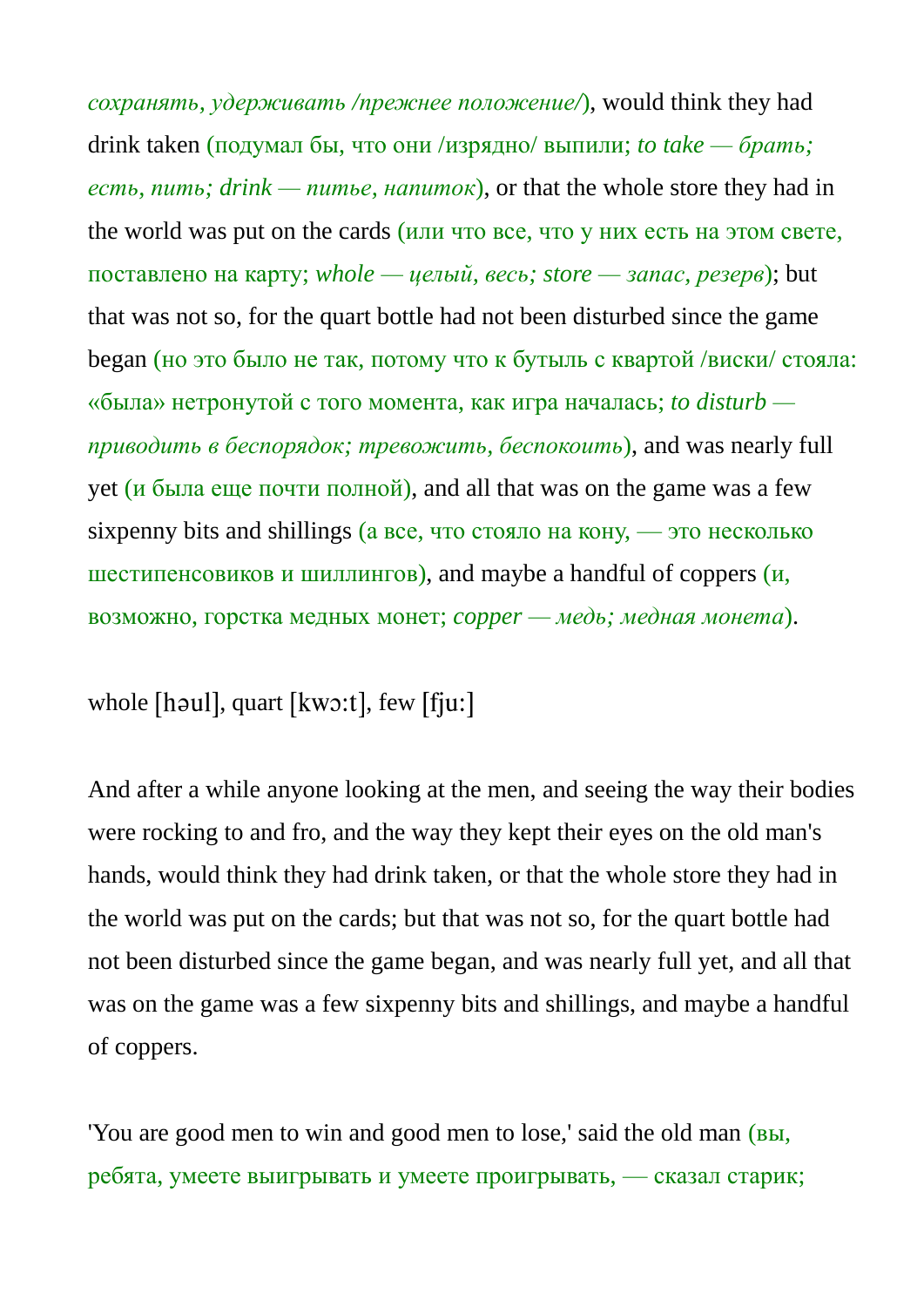*сохранять, удерживать /прежнее положение/*), would think they had drink taken (подумал бы, что они /изрядно/ выпили; *to take — брать; есть, пить; drink — питье, напиток*), or that the whole store they had in the world was put on the cards (или что все, что у них есть на этом свете, поставлено на карту; *whole — целый, весь; store — запас, резерв*); but that was not so, for the quart bottle had not been disturbed since the game began (но это было не так, потому что к бутыль с квартой /виски/ стояла: «была» нетронутой с того момента, как игра началась; *to disturb — приводить в беспорядок; тревожить, беспокоить*), and was nearly full yet (и была еще почти полной), and all that was on the game was a few sixpenny bits and shillings (а все, что стояло на кону, — это несколько шестипенсовиков и шиллингов), and maybe a handful of coppers (и, возможно, горстка медных монет; *copper — медь; медная монета*).

whole [həul], quart [kwɔ:t], few [fju:]

And after a while anyone looking at the men, and seeing the way their bodies were rocking to and fro, and the way they kept their eyes on the old man's hands, would think they had drink taken, or that the whole store they had in the world was put on the cards; but that was not so, for the quart bottle had not been disturbed since the game began, and was nearly full yet, and all that was on the game was a few sixpenny bits and shillings, and maybe a handful of coppers.

'You are good men to win and good men to lose,' said the old man (вы, ребята, умеете выигрывать и умеете проигрывать, — сказал старик;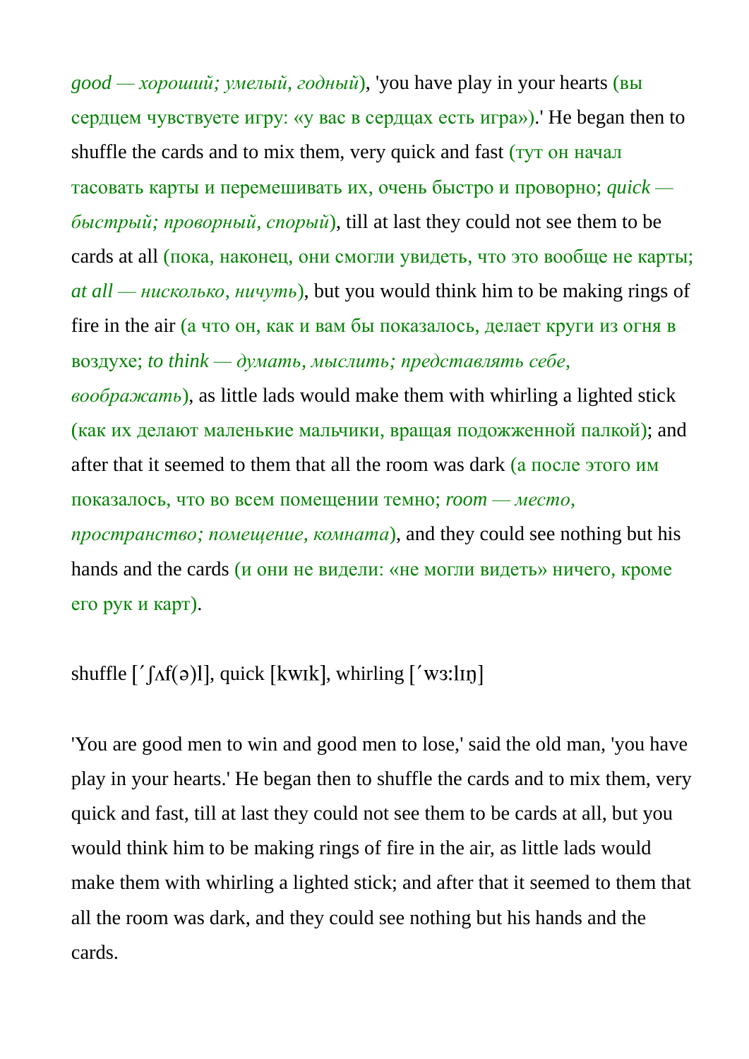*good — хороший; умелый, годный*), 'you have play in your hearts (вы сердцем чувствуете игру: «у вас в сердцах есть игра»).' He began then to shuffle the cards and to mix them, very quick and fast (тут он начал тасовать карты и перемешивать их, очень быстро и проворно; *quick — быстрый; проворный, спорый*), till at last they could not see them to be cards at all (пока, наконец, они смогли увидеть, что это вообще не карты; *at all — нисколько, ничуть*), but you would think him to be making rings of fire in the air (а что он, как и вам бы показалось, делает круги из огня в воздухе; *to think — думать, мыслить; представлять себе, воображать*), as little lads would make them with whirling a lighted stick (как их делают маленькие мальчики, вращая подожженной палкой); and after that it seemed to them that all the room was dark (а после этого им показалось, что во всем помещении темно; *room — место, пространство; помещение, комната*), and they could see nothing but his hands and the cards (и они не видели: «не могли видеть» ничего, кроме его рук и карт).

shuffle [ˊʃʌf(ə)l], quick [kwɪk], whirling [ˊwɜ:lɪŋ]

'You are good men to win and good men to lose,' said the old man, 'you have play in your hearts.' He began then to shuffle the cards and to mix them, very quick and fast, till at last they could not see them to be cards at all, but you would think him to be making rings of fire in the air, as little lads would make them with whirling a lighted stick; and after that it seemed to them that all the room was dark, and they could see nothing but his hands and the cards.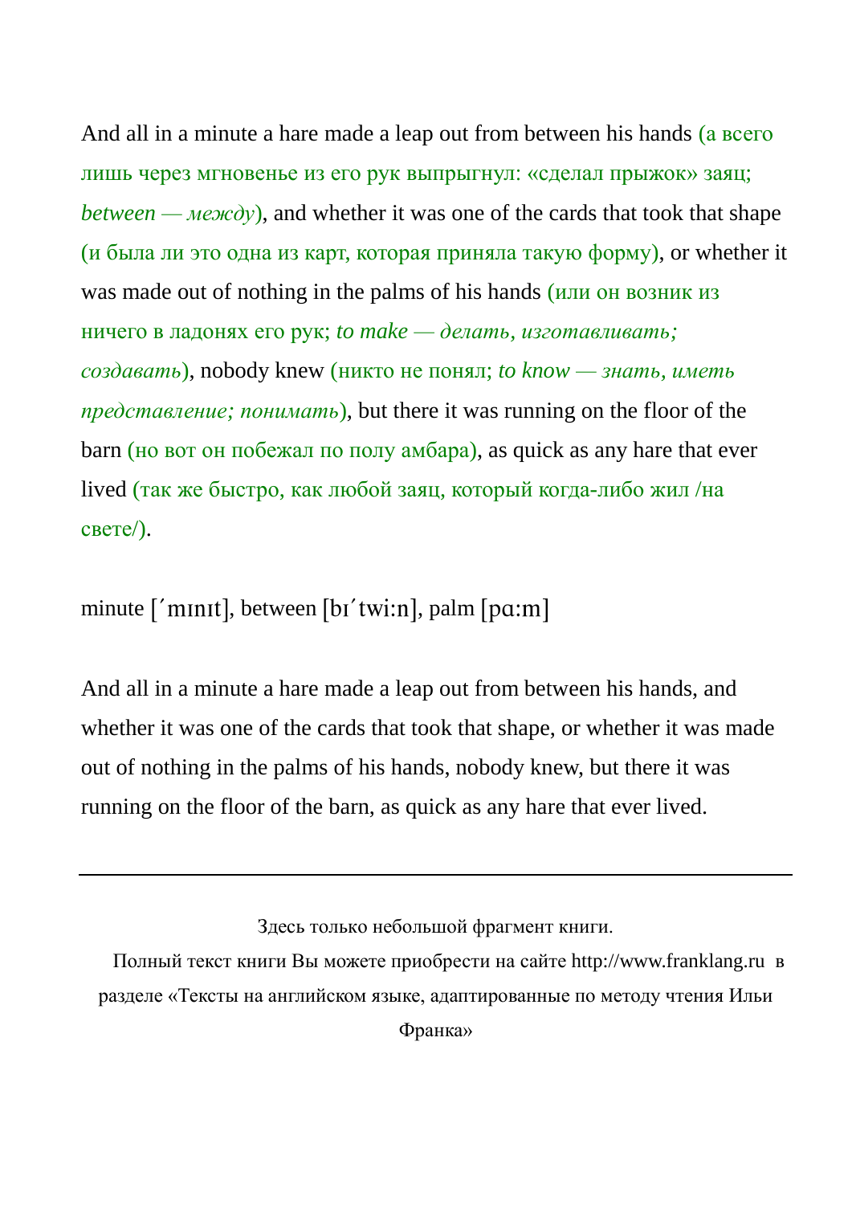And all in a minute a hare made a leap out from between his hands (а всего лишь через мгновенье из его рук выпрыгнул: «сделал прыжок» заяц; *between — между*), and whether it was one of the cards that took that shape (и была ли это одна из карт, которая приняла такую форму), or whether it was made out of nothing in the palms of his hands (или он возник из ничего в ладонях его рук; *to make — делать, изготавливать; создавать*), nobody knew (никто не понял; *to know — знать, иметь представление; понимать*), but there it was running on the floor of the barn (но вот он побежал по полу амбара), as quick as any hare that ever lived (так же быстро, как любой заяц, который когда-либо жил /на свете/).

minute [ˊmɪnɪt], between [bɪˊtwi:n], palm [pɑ:m]

And all in a minute a hare made a leap out from between his hands, and whether it was one of the cards that took that shape, or whether it was made out of nothing in the palms of his hands, nobody knew, but there it was running on the floor of the barn, as quick as any hare that ever lived.

---

Здесь только небольшой фрагмент книги.

Полный текст книги Вы можете приобрести на сайте http://www.franklang.ru в разделе «Тексты на английском языке, адаптированные по методу чтения Ильи Франка»